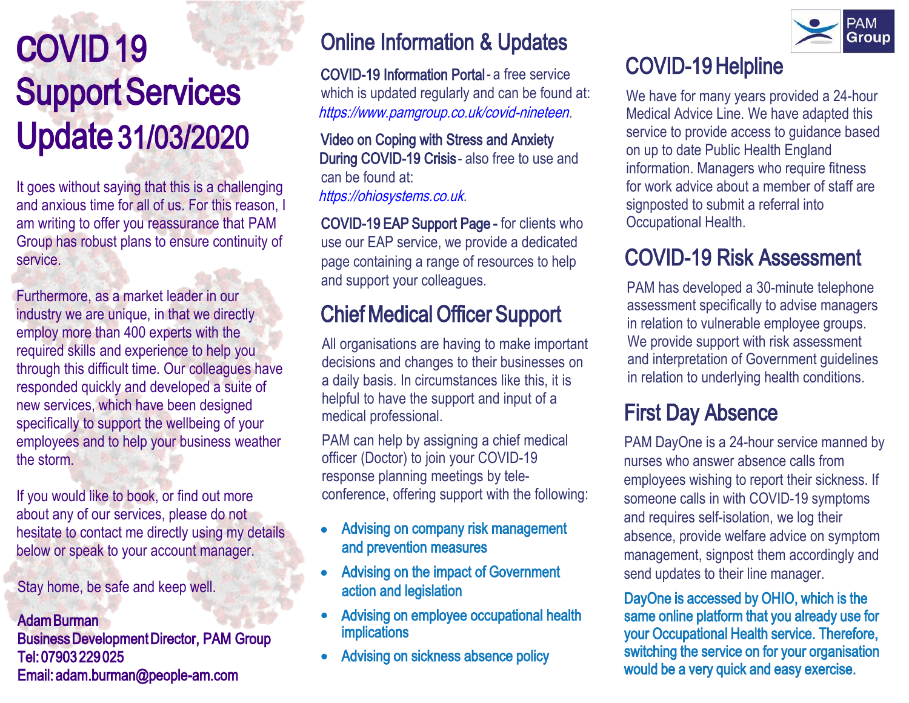# COVID 19 Support Services Update 31/03/2020

It goes without saying that this is a challenging and anxious time for all of us. For this reason, I am writing to offer you reassurance that PAM Group has robust plans to ensure continuity of service.

Furthermore, as a market leader in our industry we are unique, in that we directly employ more than 400 experts with the required skills and experience to help you through this difficult time. Our colleagues have responded quickly and developed a suite of new services, which have been designed specifically to support the wellbeing of your employees and to help your business weather the storm.

If you would like to book, or find out more about any of our services, please do not hesitate to contact me directly using my details below or speak to your account manager.

Stay home, be safe and keep well.

**Adam Burman**
**Business Development Director, PAM Group**
**Tel: 07903 229 025**
**Email: adam.burman@people-am.com**

## Online Information & Updates

**COVID-19 Information Portal** - a free service which is updated regularly and can be found at: *https://www.pamgroup.co.uk/covid-nineteen.*

**Video on Coping with Stress and Anxiety During COVID-19 Crisis** - also free to use and can be found at: *https://ohiosystems.co.uk.*

**COVID-19 EAP Support Page** - for clients who use our EAP service, we provide a dedicated page containing a range of resources to help and support your colleagues.

## Chief Medical Officer Support

All organisations are having to make important decisions and changes to their businesses on a daily basis. In circumstances like this, it is helpful to have the support and input of a medical professional.

PAM can help by assigning a chief medical officer (Doctor) to join your COVID-19 response planning meetings by tele-conference, offering support with the following:

- Advising on company risk management and prevention measures
- Advising on the impact of Government action and legislation
- Advising on employee occupational health implications
- Advising on sickness absence policy

## COVID-19 Helpline

We have for many years provided a 24-hour Medical Advice Line. We have adapted this service to provide access to guidance based on up to date Public Health England information. Managers who require fitness for work advice about a member of staff are signposted to submit a referral into Occupational Health.

## COVID-19 Risk Assessment

PAM has developed a 30-minute telephone assessment specifically to advise managers in relation to vulnerable employee groups. We provide support with risk assessment and interpretation of Government guidelines in relation to underlying health conditions.

## First Day Absence

PAM DayOne is a 24-hour service manned by nurses who answer absence calls from employees wishing to report their sickness. If someone calls in with COVID-19 symptoms and requires self-isolation, we log their absence, provide welfare advice on symptom management, signpost them accordingly and send updates to their line manager.

**DayOne is accessed by OHIO, which is the same online platform that you already use for your Occupational Health service. Therefore, switching the service on for your organisation would be a very quick and easy exercise.**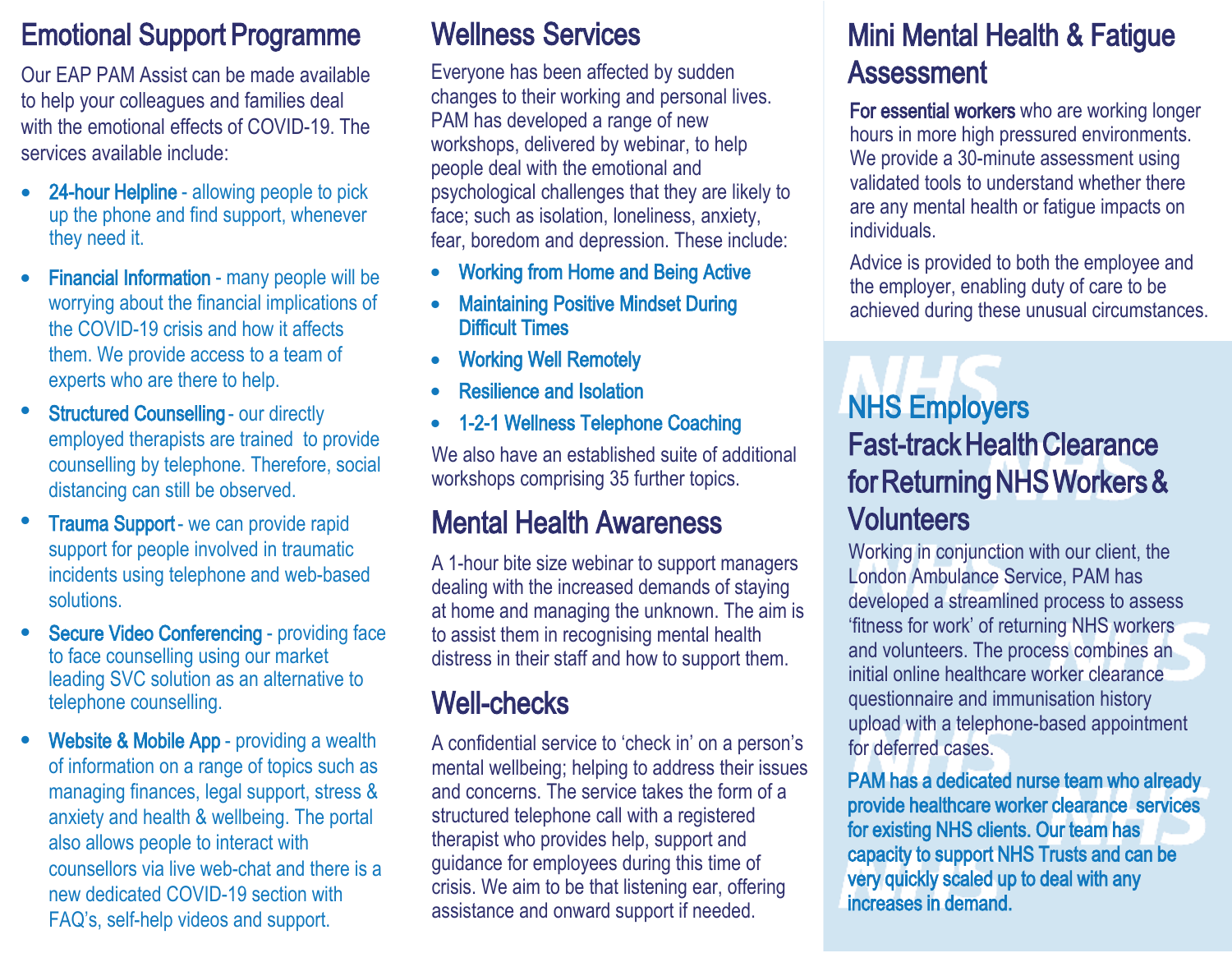## Emotional Support Programme

Our EAP PAM Assist can be made available to help your colleagues and families deal with the emotional effects of COVID-19. The services available include:

- **24-hour Helpline** - allowing people to pick up the phone and find support, whenever they need it.
- **Financial Information** - many people will be worrying about the financial implications of the COVID-19 crisis and how it affects them. We provide access to a team of experts who are there to help.
- **Structured Counselling** - our directly employed therapists are trained to provide counselling by telephone. Therefore, social distancing can still be observed.
- **Trauma Support** - we can provide rapid support for people involved in traumatic incidents using telephone and web-based solutions.
- **Secure Video Conferencing** - providing face to face counselling using our market leading SVC solution as an alternative to telephone counselling.
- **Website & Mobile App** - providing a wealth of information on a range of topics such as managing finances, legal support, stress & anxiety and health & wellbeing. The portal also allows people to interact with counsellors via live web-chat and there is a new dedicated COVID-19 section with FAQ's, self-help videos and support.

## Wellness Services

Everyone has been affected by sudden changes to their working and personal lives. PAM has developed a range of new workshops, delivered by webinar, to help people deal with the emotional and psychological challenges that they are likely to face; such as isolation, loneliness, anxiety, fear, boredom and depression. These include:

- **Working from Home and Being Active**
- **Maintaining Positive Mindset During Difficult Times**
- **Working Well Remotely**
- **Resilience and Isolation**
- **1-2-1 Wellness Telephone Coaching**

We also have an established suite of additional workshops comprising 35 further topics.

## Mental Health Awareness

A 1-hour bite size webinar to support managers dealing with the increased demands of staying at home and managing the unknown. The aim is to assist them in recognising mental health distress in their staff and how to support them.

## Well-checks

A confidential service to 'check in' on a person's mental wellbeing; helping to address their issues and concerns. The service takes the form of a structured telephone call with a registered therapist who provides help, support and guidance for employees during this time of crisis. We aim to be that listening ear, offering assistance and onward support if needed.

## Mini Mental Health & Fatigue Assessment

**For essential workers** who are working longer hours in more high pressured environments. We provide a 30-minute assessment using validated tools to understand whether there are any mental health or fatigue impacts on individuals.

Advice is provided to both the employee and the employer, enabling duty of care to be achieved during these unusual circumstances.

## NHS Employers Fast-track Health Clearance for Returning NHS Workers & Volunteers

Working in conjunction with our client, the London Ambulance Service, PAM has developed a streamlined process to assess 'fitness for work' of returning NHS workers and volunteers. The process combines an initial online healthcare worker clearance questionnaire and immunisation history upload with a telephone-based appointment for deferred cases.

**PAM has a dedicated nurse team who already provide healthcare worker clearance services for existing NHS clients. Our team has capacity to support NHS Trusts and can be very quickly scaled up to deal with any increases in demand.**